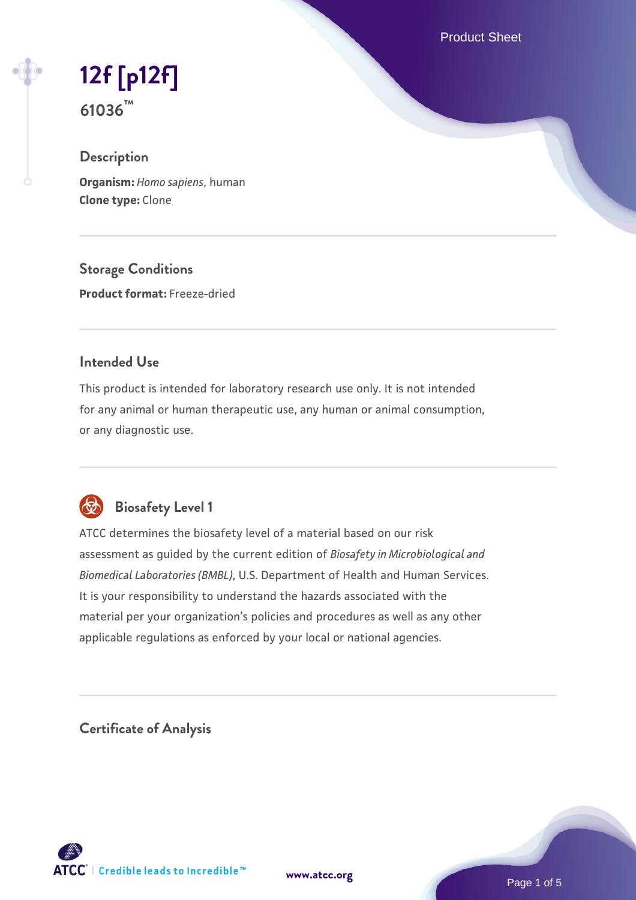# 12f [p12f]

**61036™**

## Description

**Organism:** *Homo sapiens*, human
**Clone type:** Clone

## Storage Conditions

**Product format:** Freeze-dried

## Intended Use

This product is intended for laboratory research use only. It is not intended for any animal or human therapeutic use, any human or animal consumption, or any diagnostic use.

## Biosafety Level 1

ATCC determines the biosafety level of a material based on our risk assessment as guided by the current edition of *Biosafety in Microbiological and Biomedical Laboratories (BMBL)*, U.S. Department of Health and Human Services. It is your responsibility to understand the hazards associated with the material per your organization's policies and procedures as well as any other applicable regulations as enforced by your local or national agencies.

## Certificate of Analysis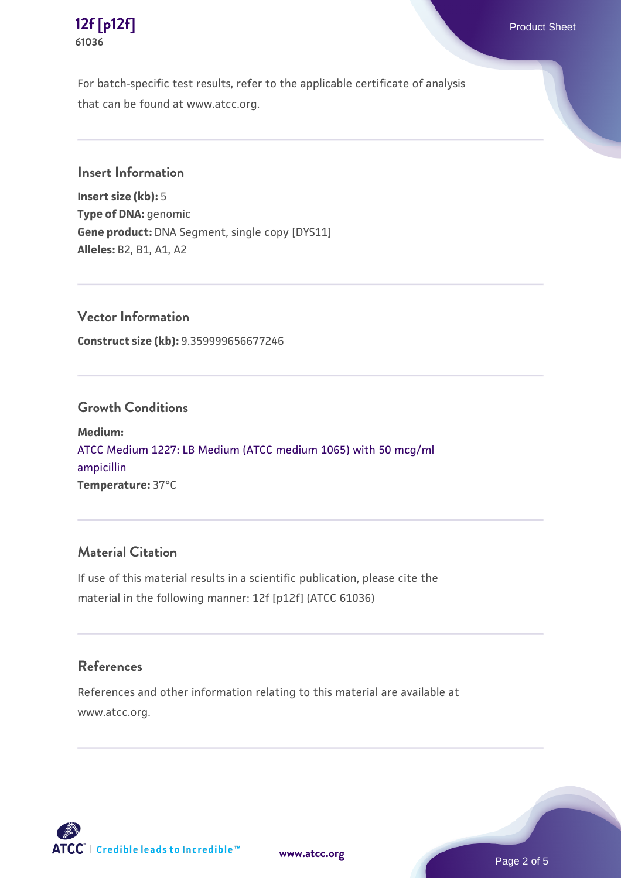For batch-specific test results, refer to the applicable certificate of analysis that can be found at www.atcc.org.

## Insert Information

**Insert size (kb):** 5
**Type of DNA:** genomic
**Gene product:** DNA Segment, single copy [DYS11]
**Alleles:** B2, B1, A1, A2

## Vector Information

**Construct size (kb):** 9.359999656677246

## Growth Conditions

**Medium:**
ATCC Medium 1227: LB Medium (ATCC medium 1065) with 50 mcg/ml ampicillin
**Temperature:** 37°C

## Material Citation

If use of this material results in a scientific publication, please cite the material in the following manner: 12f [p12f] (ATCC 61036)

## References

References and other information relating to this material are available at www.atcc.org.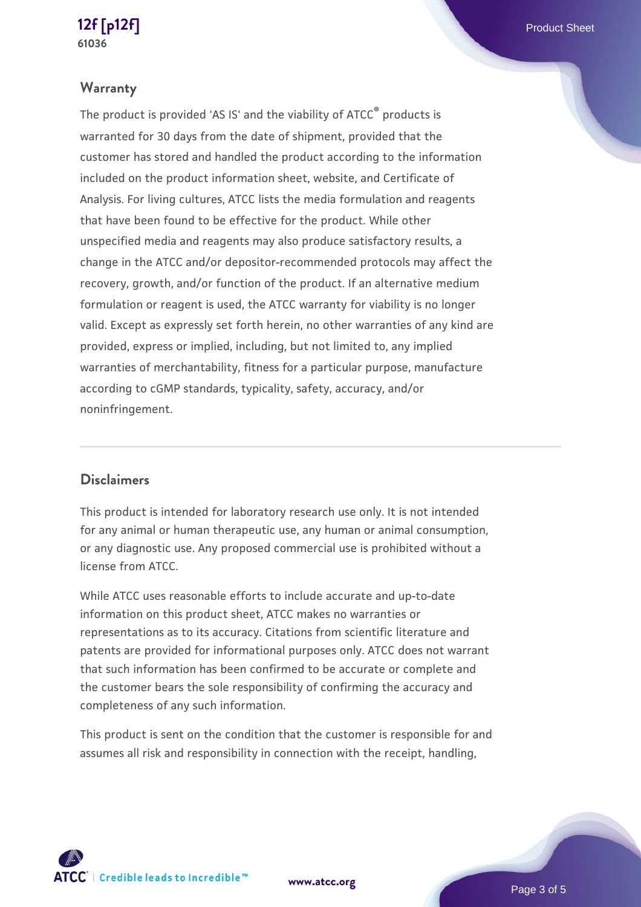## Warranty

The product is provided 'AS IS' and the viability of ATCC® products is warranted for 30 days from the date of shipment, provided that the customer has stored and handled the product according to the information included on the product information sheet, website, and Certificate of Analysis. For living cultures, ATCC lists the media formulation and reagents that have been found to be effective for the product. While other unspecified media and reagents may also produce satisfactory results, a change in the ATCC and/or depositor-recommended protocols may affect the recovery, growth, and/or function of the product. If an alternative medium formulation or reagent is used, the ATCC warranty for viability is no longer valid. Except as expressly set forth herein, no other warranties of any kind are provided, express or implied, including, but not limited to, any implied warranties of merchantability, fitness for a particular purpose, manufacture according to cGMP standards, typicality, safety, accuracy, and/or noninfringement.

## Disclaimers

This product is intended for laboratory research use only. It is not intended for any animal or human therapeutic use, any human or animal consumption, or any diagnostic use. Any proposed commercial use is prohibited without a license from ATCC.

While ATCC uses reasonable efforts to include accurate and up-to-date information on this product sheet, ATCC makes no warranties or representations as to its accuracy. Citations from scientific literature and patents are provided for informational purposes only. ATCC does not warrant that such information has been confirmed to be accurate or complete and the customer bears the sole responsibility of confirming the accuracy and completeness of any such information.

This product is sent on the condition that the customer is responsible for and assumes all risk and responsibility in connection with the receipt, handling,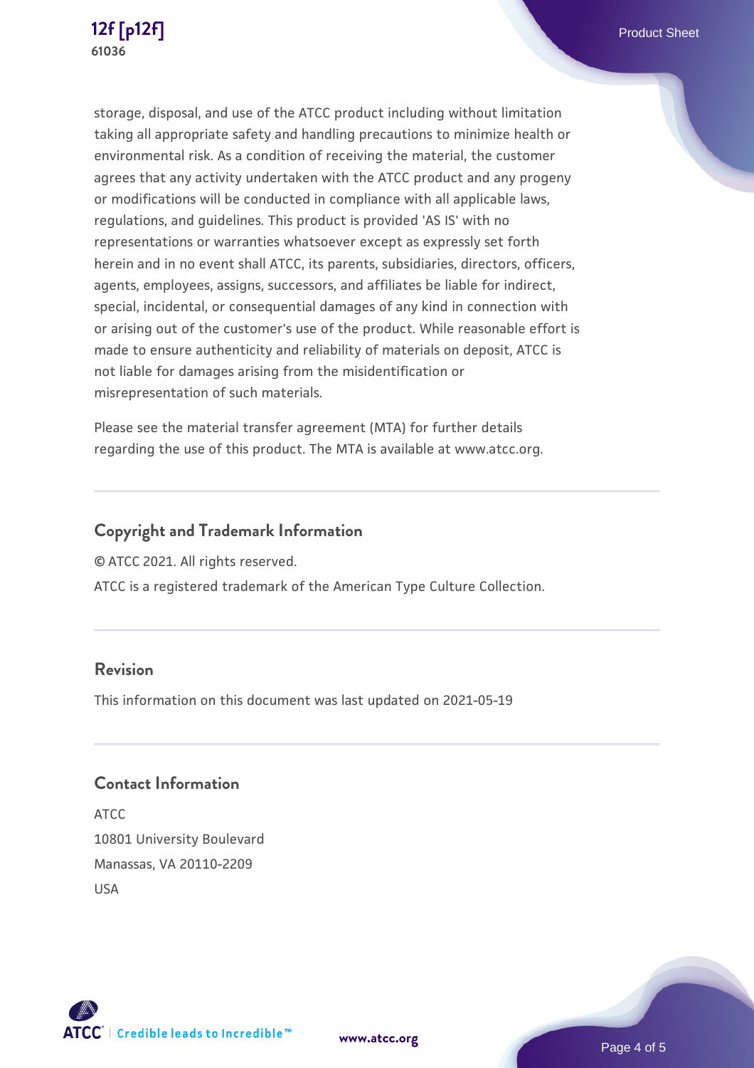storage, disposal, and use of the ATCC product including without limitation taking all appropriate safety and handling precautions to minimize health or environmental risk. As a condition of receiving the material, the customer agrees that any activity undertaken with the ATCC product and any progeny or modifications will be conducted in compliance with all applicable laws, regulations, and guidelines. This product is provided 'AS IS' with no representations or warranties whatsoever except as expressly set forth herein and in no event shall ATCC, its parents, subsidiaries, directors, officers, agents, employees, assigns, successors, and affiliates be liable for indirect, special, incidental, or consequential damages of any kind in connection with or arising out of the customer's use of the product. While reasonable effort is made to ensure authenticity and reliability of materials on deposit, ATCC is not liable for damages arising from the misidentification or misrepresentation of such materials.

Please see the material transfer agreement (MTA) for further details regarding the use of this product. The MTA is available at www.atcc.org.

## Copyright and Trademark Information

© ATCC 2021. All rights reserved.

ATCC is a registered trademark of the American Type Culture Collection.

## Revision

This information on this document was last updated on 2021-05-19

## Contact Information

ATCC
10801 University Boulevard
Manassas, VA 20110-2209
USA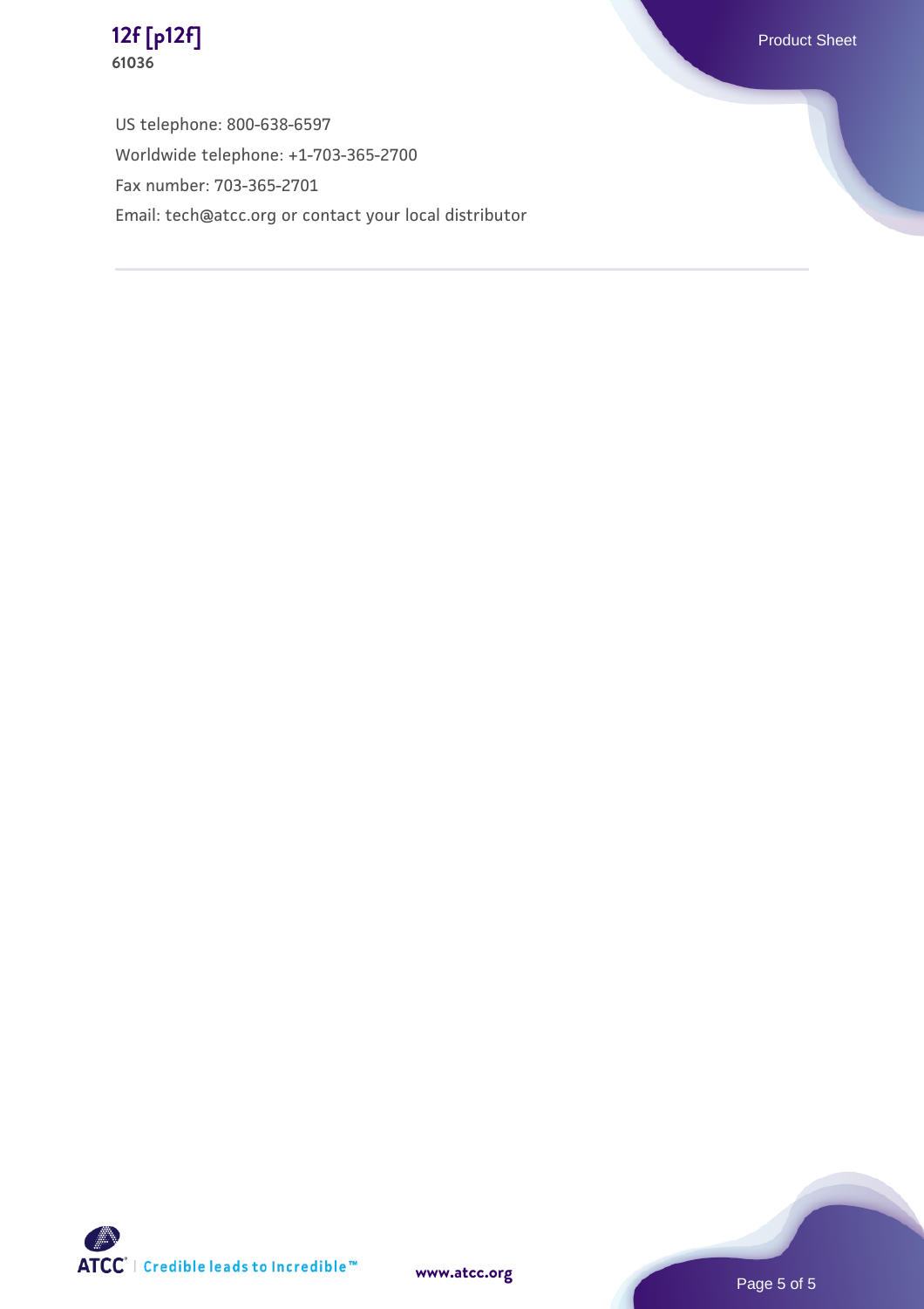US telephone: 800-638-6597

Worldwide telephone: +1-703-365-2700

Fax number: 703-365-2701

Email: tech@atcc.org or contact your local distributor